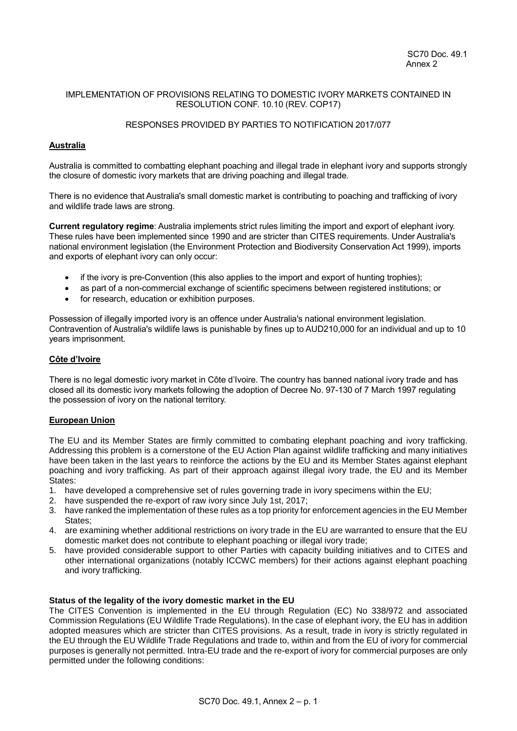SC70 Doc. 49.1
Annex 2

IMPLEMENTATION OF PROVISIONS RELATING TO DOMESTIC IVORY MARKETS CONTAINED IN RESOLUTION CONF. 10.10 (REV. COP17)

RESPONSES PROVIDED BY PARTIES TO NOTIFICATION 2017/077

## Australia

Australia is committed to combatting elephant poaching and illegal trade in elephant ivory and supports strongly the closure of domestic ivory markets that are driving poaching and illegal trade.

There is no evidence that Australia's small domestic market is contributing to poaching and trafficking of ivory and wildlife trade laws are strong.

**Current regulatory regime**: Australia implements strict rules limiting the import and export of elephant ivory. These rules have been implemented since 1990 and are stricter than CITES requirements. Under Australia's national environment legislation (the Environment Protection and Biodiversity Conservation Act 1999), imports and exports of elephant ivory can only occur:

- if the ivory is pre-Convention (this also applies to the import and export of hunting trophies);
- as part of a non-commercial exchange of scientific specimens between registered institutions; or
- for research, education or exhibition purposes.

Possession of illegally imported ivory is an offence under Australia's national environment legislation. Contravention of Australia's wildlife laws is punishable by fines up to AUD210,000 for an individual and up to 10 years imprisonment.

## Côte d'Ivoire

There is no legal domestic ivory market in Côte d'Ivoire. The country has banned national ivory trade and has closed all its domestic ivory markets following the adoption of Decree No. 97-130 of 7 March 1997 regulating the possession of ivory on the national territory.

## European Union

The EU and its Member States are firmly committed to combating elephant poaching and ivory trafficking. Addressing this problem is a cornerstone of the EU Action Plan against wildlife trafficking and many initiatives have been taken in the last years to reinforce the actions by the EU and its Member States against elephant poaching and ivory trafficking. As part of their approach against illegal ivory trade, the EU and its Member States:

1. have developed a comprehensive set of rules governing trade in ivory specimens within the EU;
2. have suspended the re-export of raw ivory since July 1st, 2017;
3. have ranked the implementation of these rules as a top priority for enforcement agencies in the EU Member States;
4. are examining whether additional restrictions on ivory trade in the EU are warranted to ensure that the EU domestic market does not contribute to elephant poaching or illegal ivory trade;
5. have provided considerable support to other Parties with capacity building initiatives and to CITES and other international organizations (notably ICCWC members) for their actions against elephant poaching and ivory trafficking.

### Status of the legality of the ivory domestic market in the EU

The CITES Convention is implemented in the EU through Regulation (EC) No 338/972 and associated Commission Regulations (EU Wildlife Trade Regulations). In the case of elephant ivory, the EU has in addition adopted measures which are stricter than CITES provisions. As a result, trade in ivory is strictly regulated in the EU through the EU Wildlife Trade Regulations and trade to, within and from the EU of ivory for commercial purposes is generally not permitted. Intra-EU trade and the re-export of ivory for commercial purposes are only permitted under the following conditions: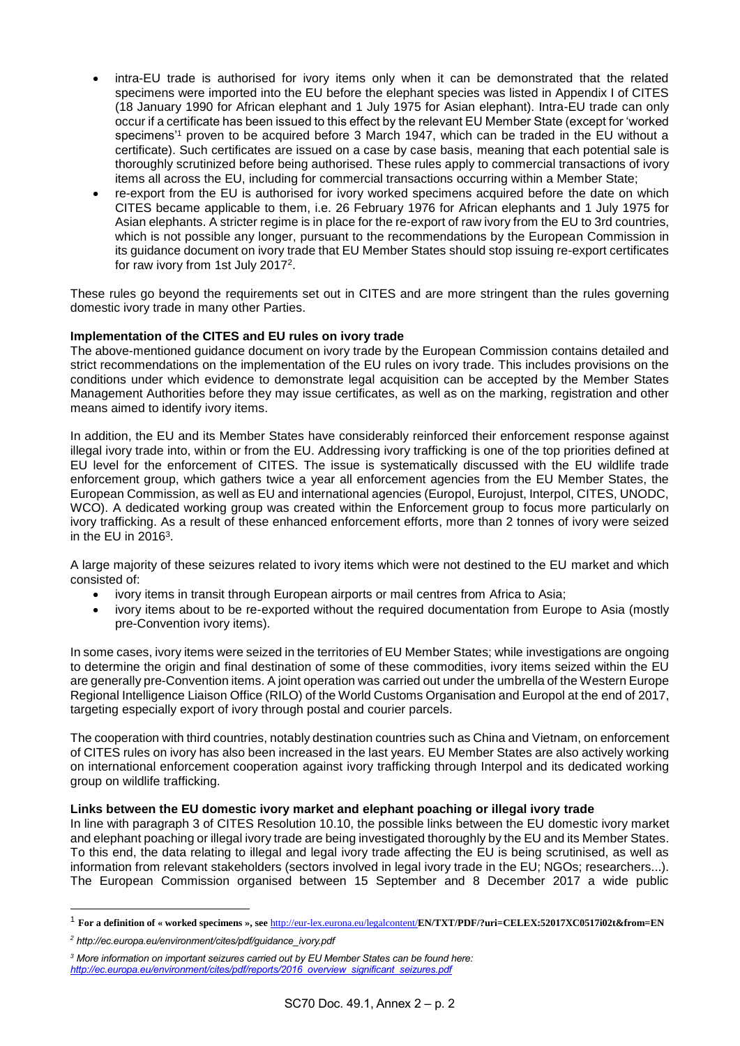- intra-EU trade is authorised for ivory items only when it can be demonstrated that the related specimens were imported into the EU before the elephant species was listed in Appendix I of CITES (18 January 1990 for African elephant and 1 July 1975 for Asian elephant). Intra-EU trade can only occur if a certificate has been issued to this effect by the relevant EU Member State (except for 'worked specimens'[1] proven to be acquired before 3 March 1947, which can be traded in the EU without a certificate). Such certificates are issued on a case by case basis, meaning that each potential sale is thoroughly scrutinized before being authorised. These rules apply to commercial transactions of ivory items all across the EU, including for commercial transactions occurring within a Member State;
- re-export from the EU is authorised for ivory worked specimens acquired before the date on which CITES became applicable to them, i.e. 26 February 1976 for African elephants and 1 July 1975 for Asian elephants. A stricter regime is in place for the re-export of raw ivory from the EU to 3rd countries, which is not possible any longer, pursuant to the recommendations by the European Commission in its guidance document on ivory trade that EU Member States should stop issuing re-export certificates for raw ivory from 1st July 2017[2].

These rules go beyond the requirements set out in CITES and are more stringent than the rules governing domestic ivory trade in many other Parties.

**Implementation of the CITES and EU rules on ivory trade**

The above-mentioned guidance document on ivory trade by the European Commission contains detailed and strict recommendations on the implementation of the EU rules on ivory trade. This includes provisions on the conditions under which evidence to demonstrate legal acquisition can be accepted by the Member States Management Authorities before they may issue certificates, as well as on the marking, registration and other means aimed to identify ivory items.

In addition, the EU and its Member States have considerably reinforced their enforcement response against illegal ivory trade into, within or from the EU. Addressing ivory trafficking is one of the top priorities defined at EU level for the enforcement of CITES. The issue is systematically discussed with the EU wildlife trade enforcement group, which gathers twice a year all enforcement agencies from the EU Member States, the European Commission, as well as EU and international agencies (Europol, Eurojust, Interpol, CITES, UNODC, WCO). A dedicated working group was created within the Enforcement group to focus more particularly on ivory trafficking. As a result of these enhanced enforcement efforts, more than 2 tonnes of ivory were seized in the EU in 2016[3].

A large majority of these seizures related to ivory items which were not destined to the EU market and which consisted of:

- ivory items in transit through European airports or mail centres from Africa to Asia;
- ivory items about to be re-exported without the required documentation from Europe to Asia (mostly pre-Convention ivory items).

In some cases, ivory items were seized in the territories of EU Member States; while investigations are ongoing to determine the origin and final destination of some of these commodities, ivory items seized within the EU are generally pre-Convention items. A joint operation was carried out under the umbrella of the Western Europe Regional Intelligence Liaison Office (RILO) of the World Customs Organisation and Europol at the end of 2017, targeting especially export of ivory through postal and courier parcels.

The cooperation with third countries, notably destination countries such as China and Vietnam, on enforcement of CITES rules on ivory has also been increased in the last years. EU Member States are also actively working on international enforcement cooperation against ivory trafficking through Interpol and its dedicated working group on wildlife trafficking.

**Links between the EU domestic ivory market and elephant poaching or illegal ivory trade**

In line with paragraph 3 of CITES Resolution 10.10, the possible links between the EU domestic ivory market and elephant poaching or illegal ivory trade are being investigated thoroughly by the EU and its Member States. To this end, the data relating to illegal and legal ivory trade affecting the EU is being scrutinised, as well as information from relevant stakeholders (sectors involved in legal ivory trade in the EU; NGOs; researchers...). The European Commission organised between 15 September and 8 December 2017 a wide public

---

[1] **For a definition of « worked specimens », see** http://eur-lex.eurona.eu/legalcontent/**EN/TXT/PDF/?uri=CELEX:52017XC0517i02t&from=EN**

[2] *http://ec.europa.eu/environment/cites/pdf/guidance_ivory.pdf*

[3] *More information on important seizures carried out by EU Member States can be found here: http://ec.europa.eu/environment/cites/pdf/reports/2016_overview_significant_seizures.pdf*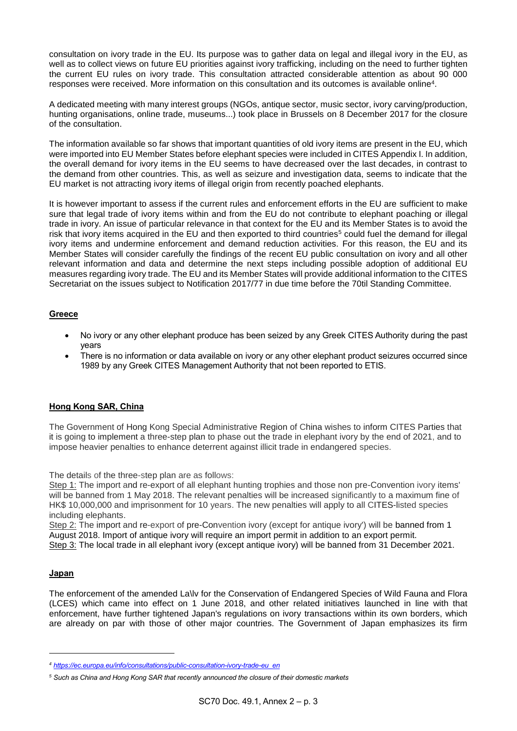consultation on ivory trade in the EU. Its purpose was to gather data on legal and illegal ivory in the EU, as well as to collect views on future EU priorities against ivory trafficking, including on the need to further tighten the current EU rules on ivory trade. This consultation attracted considerable attention as about 90 000 responses were received. More information on this consultation and its outcomes is available online[4].

A dedicated meeting with many interest groups (NGOs, antique sector, music sector, ivory carving/production, hunting organisations, online trade, museums...) took place in Brussels on 8 December 2017 for the closure of the consultation.

The information available so far shows that important quantities of old ivory items are present in the EU, which were imported into EU Member States before elephant species were included in CITES Appendix I. In addition, the overall demand for ivory items in the EU seems to have decreased over the last decades, in contrast to the demand from other countries. This, as well as seizure and investigation data, seems to indicate that the EU market is not attracting ivory items of illegal origin from recently poached elephants.

It is however important to assess if the current rules and enforcement efforts in the EU are sufficient to make sure that legal trade of ivory items within and from the EU do not contribute to elephant poaching or illegal trade in ivory. An issue of particular relevance in that context for the EU and its Member States is to avoid the risk that ivory items acquired in the EU and then exported to third countries[5] could fuel the demand for illegal ivory items and undermine enforcement and demand reduction activities. For this reason, the EU and its Member States will consider carefully the findings of the recent EU public consultation on ivory and all other relevant information and data and determine the next steps including possible adoption of additional EU measures regarding ivory trade. The EU and its Member States will provide additional information to the CITES Secretariat on the issues subject to Notification 2017/77 in due time before the 70til Standing Committee.

## Greece

- No ivory or any other elephant produce has been seized by any Greek CITES Authority during the past years
- There is no information or data available on ivory or any other elephant product seizures occurred since 1989 by any Greek CITES Management Authority that not been reported to ETIS.

## Hong Kong SAR, China

The Government of Hong Kong Special Administrative Region of China wishes to inform CITES Parties that it is going to implement a three-step plan to phase out the trade in elephant ivory by the end of 2021, and to impose heavier penalties to enhance deterrent against illicit trade in endangered species.

The details of the three-step plan are as follows:

Step 1: The import and re-export of all elephant hunting trophies and those non pre-Convention ivory items' will be banned from 1 May 2018. The relevant penalties will be increased significantly to a maximum fine of HK$ 10,000,000 and imprisonment for 10 years. The new penalties will apply to all CITES-listed species including elephants.

Step 2: The import and re-export of pre-Convention ivory (except for antique ivory') will be banned from 1 August 2018. Import of antique ivory will require an import permit in addition to an export permit.

Step 3: The local trade in all elephant ivory (except antique ivory) will be banned from 31 December 2021.

## Japan

The enforcement of the amended La\lv for the Conservation of Endangered Species of Wild Fauna and Flora (LCES) which came into effect on 1 June 2018, and other related initiatives launched in line with that enforcement, have further tightened Japan's regulations on ivory transactions within its own borders, which are already on par with those of other major countries. The Government of Japan emphasizes its firm

---

[4] https://ec.europa.eu/info/consultations/public-consultation-ivory-trade-eu_en

[5] Such as China and Hong Kong SAR that recently announced the closure of their domestic markets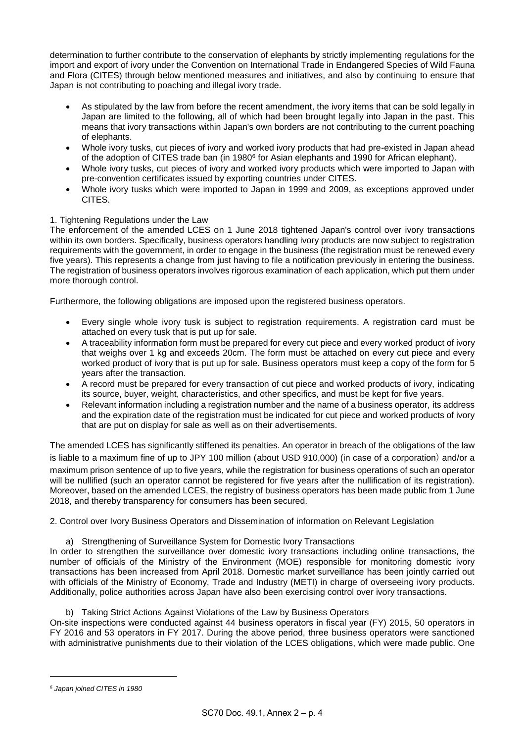determination to further contribute to the conservation of elephants by strictly implementing regulations for the import and export of ivory under the Convention on International Trade in Endangered Species of Wild Fauna and Flora (CITES) through below mentioned measures and initiatives, and also by continuing to ensure that Japan is not contributing to poaching and illegal ivory trade.

- As stipulated by the law from before the recent amendment, the ivory items that can be sold legally in Japan are limited to the following, all of which had been brought legally into Japan in the past. This means that ivory transactions within Japan's own borders are not contributing to the current poaching of elephants.
- Whole ivory tusks, cut pieces of ivory and worked ivory products that had pre-existed in Japan ahead of the adoption of CITES trade ban (in 1980[6] for Asian elephants and 1990 for African elephant).
- Whole ivory tusks, cut pieces of ivory and worked ivory products which were imported to Japan with pre-convention certificates issued by exporting countries under CITES.
- Whole ivory tusks which were imported to Japan in 1999 and 2009, as exceptions approved under CITES.

1. Tightening Regulations under the Law

The enforcement of the amended LCES on 1 June 2018 tightened Japan's control over ivory transactions within its own borders. Specifically, business operators handling ivory products are now subject to registration requirements with the government, in order to engage in the business (the registration must be renewed every five years). This represents a change from just having to file a notification previously in entering the business. The registration of business operators involves rigorous examination of each application, which put them under more thorough control.

Furthermore, the following obligations are imposed upon the registered business operators.

- Every single whole ivory tusk is subject to registration requirements. A registration card must be attached on every tusk that is put up for sale.
- A traceability information form must be prepared for every cut piece and every worked product of ivory that weighs over 1 kg and exceeds 20cm. The form must be attached on every cut piece and every worked product of ivory that is put up for sale. Business operators must keep a copy of the form for 5 years after the transaction.
- A record must be prepared for every transaction of cut piece and worked products of ivory, indicating its source, buyer, weight, characteristics, and other specifics, and must be kept for five years.
- Relevant information including a registration number and the name of a business operator, its address and the expiration date of the registration must be indicated for cut piece and worked products of ivory that are put on display for sale as well as on their advertisements.

The amended LCES has significantly stiffened its penalties. An operator in breach of the obligations of the law is liable to a maximum fine of up to JPY 100 million (about USD 910,000) (in case of a corporation) and/or a maximum prison sentence of up to five years, while the registration for business operations of such an operator will be nullified (such an operator cannot be registered for five years after the nullification of its registration). Moreover, based on the amended LCES, the registry of business operators has been made public from 1 June 2018, and thereby transparency for consumers has been secured.

2. Control over Ivory Business Operators and Dissemination of information on Relevant Legislation

a) Strengthening of Surveillance System for Domestic Ivory Transactions

In order to strengthen the surveillance over domestic ivory transactions including online transactions, the number of officials of the Ministry of the Environment (MOE) responsible for monitoring domestic ivory transactions has been increased from April 2018. Domestic market surveillance has been jointly carried out with officials of the Ministry of Economy, Trade and Industry (METI) in charge of overseeing ivory products. Additionally, police authorities across Japan have also been exercising control over ivory transactions.

b) Taking Strict Actions Against Violations of the Law by Business Operators

On-site inspections were conducted against 44 business operators in fiscal year (FY) 2015, 50 operators in FY 2016 and 53 operators in FY 2017. During the above period, three business operators were sanctioned with administrative punishments due to their violation of the LCES obligations, which were made public. One

[6] *Japan joined CITES in 1980*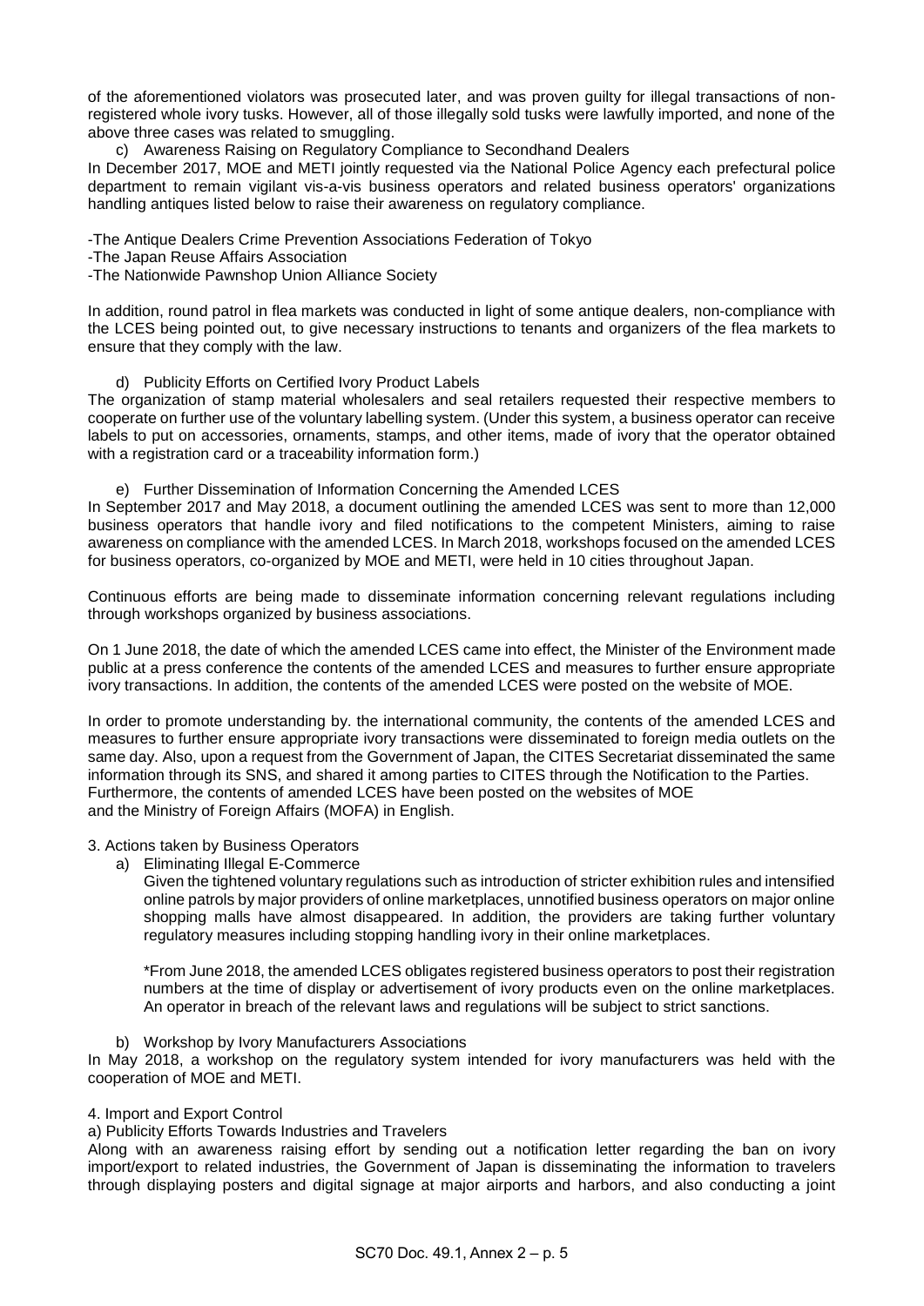of the aforementioned violators was prosecuted later, and was proven guilty for illegal transactions of non-registered whole ivory tusks. However, all of those illegally sold tusks were lawfully imported, and none of the above three cases was related to smuggling.

c) Awareness Raising on Regulatory Compliance to Secondhand Dealers

In December 2017, MOE and METI jointly requested via the National Police Agency each prefectural police department to remain vigilant vis-a-vis business operators and related business operators' organizations handling antiques listed below to raise their awareness on regulatory compliance.

- The Antique Dealers Crime Prevention Associations Federation of Tokyo
- The Japan Reuse Affairs Association
- The Nationwide Pawnshop Union Alliance Society

In addition, round patrol in flea markets was conducted in light of some antique dealers, non-compliance with the LCES being pointed out, to give necessary instructions to tenants and organizers of the flea markets to ensure that they comply with the law.

d) Publicity Efforts on Certified Ivory Product Labels

The organization of stamp material wholesalers and seal retailers requested their respective members to cooperate on further use of the voluntary labelling system. (Under this system, a business operator can receive labels to put on accessories, ornaments, stamps, and other items, made of ivory that the operator obtained with a registration card or a traceability information form.)

e) Further Dissemination of Information Concerning the Amended LCES

In September 2017 and May 2018, a document outlining the amended LCES was sent to more than 12,000 business operators that handle ivory and filed notifications to the competent Ministers, aiming to raise awareness on compliance with the amended LCES. In March 2018, workshops focused on the amended LCES for business operators, co-organized by MOE and METI, were held in 10 cities throughout Japan.

Continuous efforts are being made to disseminate information concerning relevant regulations including through workshops organized by business associations.

On 1 June 2018, the date of which the amended LCES came into effect, the Minister of the Environment made public at a press conference the contents of the amended LCES and measures to further ensure appropriate ivory transactions. In addition, the contents of the amended LCES were posted on the website of MOE.

In order to promote understanding by. the international community, the contents of the amended LCES and measures to further ensure appropriate ivory transactions were disseminated to foreign media outlets on the same day. Also, upon a request from the Government of Japan, the CITES Secretariat disseminated the same information through its SNS, and shared it among parties to CITES through the Notification to the Parties. Furthermore, the contents of amended LCES have been posted on the websites of MOE and the Ministry of Foreign Affairs (MOFA) in English.

3. Actions taken by Business Operators

a) Eliminating Illegal E-Commerce

Given the tightened voluntary regulations such as introduction of stricter exhibition rules and intensified online patrols by major providers of online marketplaces, unnotified business operators on major online shopping malls have almost disappeared. In addition, the providers are taking further voluntary regulatory measures including stopping handling ivory in their online marketplaces.

*From June 2018, the amended LCES obligates registered business operators to post their registration numbers at the time of display or advertisement of ivory products even on the online marketplaces. An operator in breach of the relevant laws and regulations will be subject to strict sanctions.

b) Workshop by Ivory Manufacturers Associations

In May 2018, a workshop on the regulatory system intended for ivory manufacturers was held with the cooperation of MOE and METI.

4. Import and Export Control

a) Publicity Efforts Towards Industries and Travelers

Along with an awareness raising effort by sending out a notification letter regarding the ban on ivory import/export to related industries, the Government of Japan is disseminating the information to travelers through displaying posters and digital signage at major airports and harbors, and also conducting a joint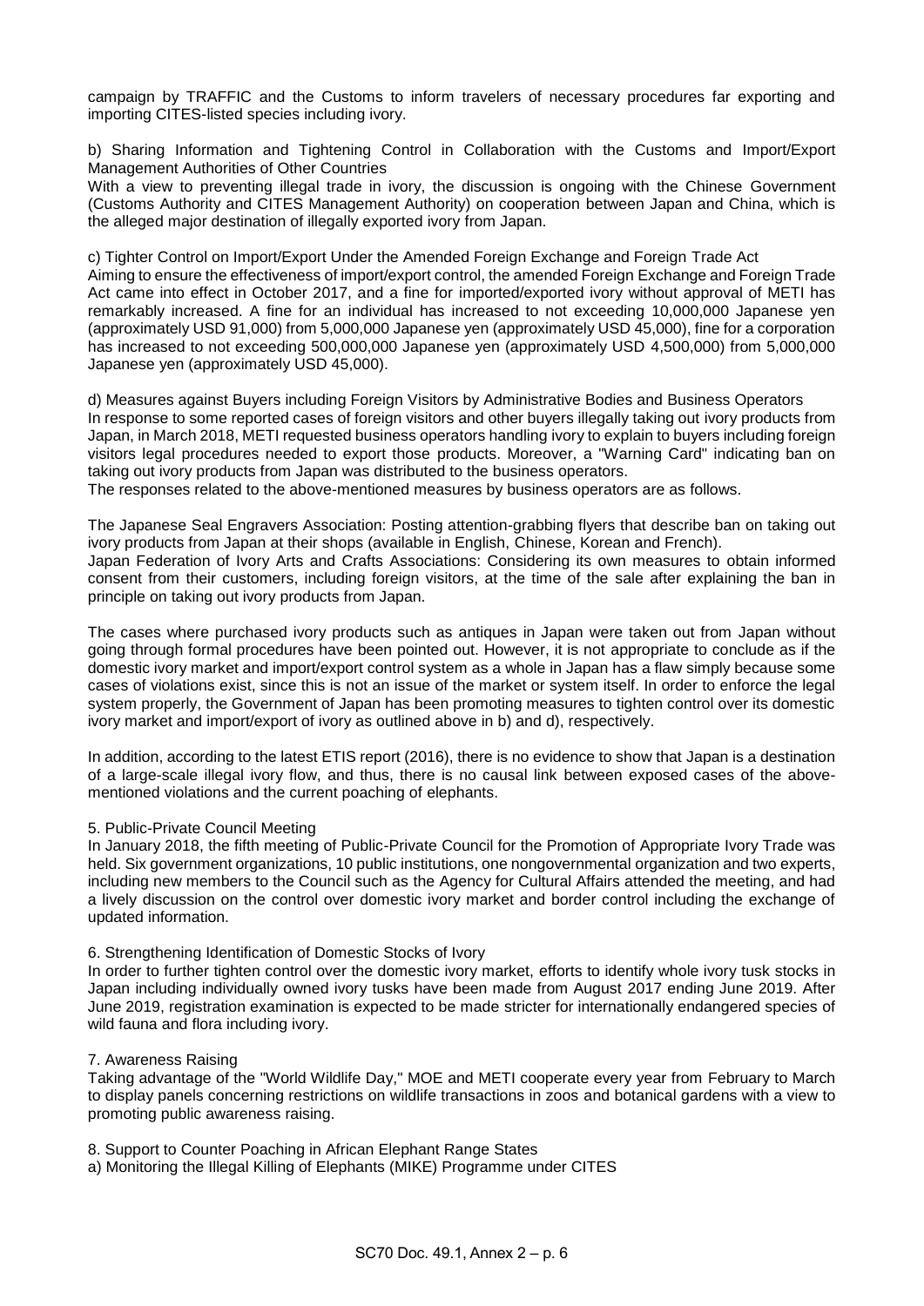campaign by TRAFFIC and the Customs to inform travelers of necessary procedures far exporting and importing CITES-listed species including ivory.

b) Sharing Information and Tightening Control in Collaboration with the Customs and Import/Export Management Authorities of Other Countries

With a view to preventing illegal trade in ivory, the discussion is ongoing with the Chinese Government (Customs Authority and CITES Management Authority) on cooperation between Japan and China, which is the alleged major destination of illegally exported ivory from Japan.

c) Tighter Control on Import/Export Under the Amended Foreign Exchange and Foreign Trade Act

Aiming to ensure the effectiveness of import/export control, the amended Foreign Exchange and Foreign Trade Act came into effect in October 2017, and a fine for imported/exported ivory without approval of METI has remarkably increased. A fine for an individual has increased to not exceeding 10,000,000 Japanese yen (approximately USD 91,000) from 5,000,000 Japanese yen (approximately USD 45,000), fine for a corporation has increased to not exceeding 500,000,000 Japanese yen (approximately USD 4,500,000) from 5,000,000 Japanese yen (approximately USD 45,000).

d) Measures against Buyers including Foreign Visitors by Administrative Bodies and Business Operators

In response to some reported cases of foreign visitors and other buyers illegally taking out ivory products from Japan, in March 2018, METI requested business operators handling ivory to explain to buyers including foreign visitors legal procedures needed to export those products. Moreover, a "Warning Card" indicating ban on taking out ivory products from Japan was distributed to the business operators.

The responses related to the above-mentioned measures by business operators are as follows.

The Japanese Seal Engravers Association: Posting attention-grabbing flyers that describe ban on taking out ivory products from Japan at their shops (available in English, Chinese, Korean and French).

Japan Federation of Ivory Arts and Crafts Associations: Considering its own measures to obtain informed consent from their customers, including foreign visitors, at the time of the sale after explaining the ban in principle on taking out ivory products from Japan.

The cases where purchased ivory products such as antiques in Japan were taken out from Japan without going through formal procedures have been pointed out. However, it is not appropriate to conclude as if the domestic ivory market and import/export control system as a whole in Japan has a flaw simply because some cases of violations exist, since this is not an issue of the market or system itself. In order to enforce the legal system properly, the Government of Japan has been promoting measures to tighten control over its domestic ivory market and import/export of ivory as outlined above in b) and d), respectively.

In addition, according to the latest ETIS report (2016), there is no evidence to show that Japan is a destination of a large-scale illegal ivory flow, and thus, there is no causal link between exposed cases of the above-mentioned violations and the current poaching of elephants.

5. Public-Private Council Meeting

In January 2018, the fifth meeting of Public-Private Council for the Promotion of Appropriate Ivory Trade was held. Six government organizations, 10 public institutions, one nongovernmental organization and two experts, including new members to the Council such as the Agency for Cultural Affairs attended the meeting, and had a lively discussion on the control over domestic ivory market and border control including the exchange of updated information.

6. Strengthening Identification of Domestic Stocks of Ivory

In order to further tighten control over the domestic ivory market, efforts to identify whole ivory tusk stocks in Japan including individually owned ivory tusks have been made from August 2017 ending June 2019. After June 2019, registration examination is expected to be made stricter for internationally endangered species of wild fauna and flora including ivory.

7. Awareness Raising

Taking advantage of the "World Wildlife Day," MOE and METI cooperate every year from February to March to display panels concerning restrictions on wildlife transactions in zoos and botanical gardens with a view to promoting public awareness raising.

8. Support to Counter Poaching in African Elephant Range States

a) Monitoring the Illegal Killing of Elephants (MIKE) Programme under CITES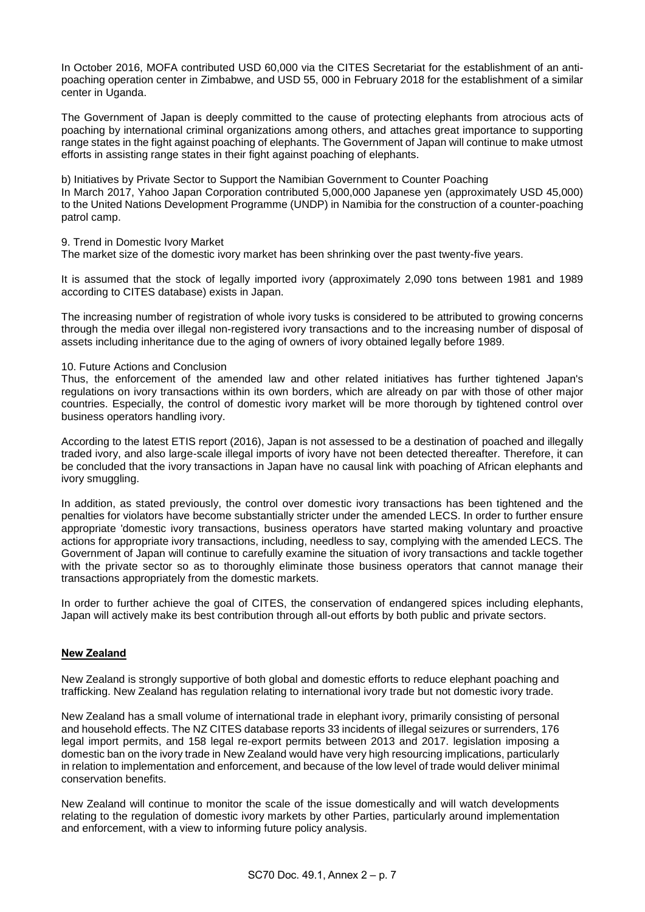In October 2016, MOFA contributed USD 60,000 via the CITES Secretariat for the establishment of an anti-poaching operation center in Zimbabwe, and USD 55, 000 in February 2018 for the establishment of a similar center in Uganda.

The Government of Japan is deeply committed to the cause of protecting elephants from atrocious acts of poaching by international criminal organizations among others, and attaches great importance to supporting range states in the fight against poaching of elephants. The Government of Japan will continue to make utmost efforts in assisting range states in their fight against poaching of elephants.

b) Initiatives by Private Sector to Support the Namibian Government to Counter Poaching
In March 2017, Yahoo Japan Corporation contributed 5,000,000 Japanese yen (approximately USD 45,000) to the United Nations Development Programme (UNDP) in Namibia for the construction of a counter-poaching patrol camp.

9. Trend in Domestic Ivory Market
The market size of the domestic ivory market has been shrinking over the past twenty-five years.

It is assumed that the stock of legally imported ivory (approximately 2,090 tons between 1981 and 1989 according to CITES database) exists in Japan.

The increasing number of registration of whole ivory tusks is considered to be attributed to growing concerns through the media over illegal non-registered ivory transactions and to the increasing number of disposal of assets including inheritance due to the aging of owners of ivory obtained legally before 1989.

10. Future Actions and Conclusion
Thus, the enforcement of the amended law and other related initiatives has further tightened Japan's regulations on ivory transactions within its own borders, which are already on par with those of other major countries. Especially, the control of domestic ivory market will be more thorough by tightened control over business operators handling ivory.

According to the latest ETIS report (2016), Japan is not assessed to be a destination of poached and illegally traded ivory, and also large-scale illegal imports of ivory have not been detected thereafter. Therefore, it can be concluded that the ivory transactions in Japan have no causal link with poaching of African elephants and ivory smuggling.

In addition, as stated previously, the control over domestic ivory transactions has been tightened and the penalties for violators have become substantially stricter under the amended LECS. In order to further ensure appropriate 'domestic ivory transactions, business operators have started making voluntary and proactive actions for appropriate ivory transactions, including, needless to say, complying with the amended LECS. The Government of Japan will continue to carefully examine the situation of ivory transactions and tackle together with the private sector so as to thoroughly eliminate those business operators that cannot manage their transactions appropriately from the domestic markets.

In order to further achieve the goal of CITES, the conservation of endangered spices including elephants, Japan will actively make its best contribution through all-out efforts by both public and private sectors.

## New Zealand

New Zealand is strongly supportive of both global and domestic efforts to reduce elephant poaching and trafficking. New Zealand has regulation relating to international ivory trade but not domestic ivory trade.

New Zealand has a small volume of international trade in elephant ivory, primarily consisting of personal and household effects. The NZ CITES database reports 33 incidents of illegal seizures or surrenders, 176 legal import permits, and 158 legal re-export permits between 2013 and 2017. legislation imposing a domestic ban on the ivory trade in New Zealand would have very high resourcing implications, particularly in relation to implementation and enforcement, and because of the low level of trade would deliver minimal conservation benefits.

New Zealand will continue to monitor the scale of the issue domestically and will watch developments relating to the regulation of domestic ivory markets by other Parties, particularly around implementation and enforcement, with a view to informing future policy analysis.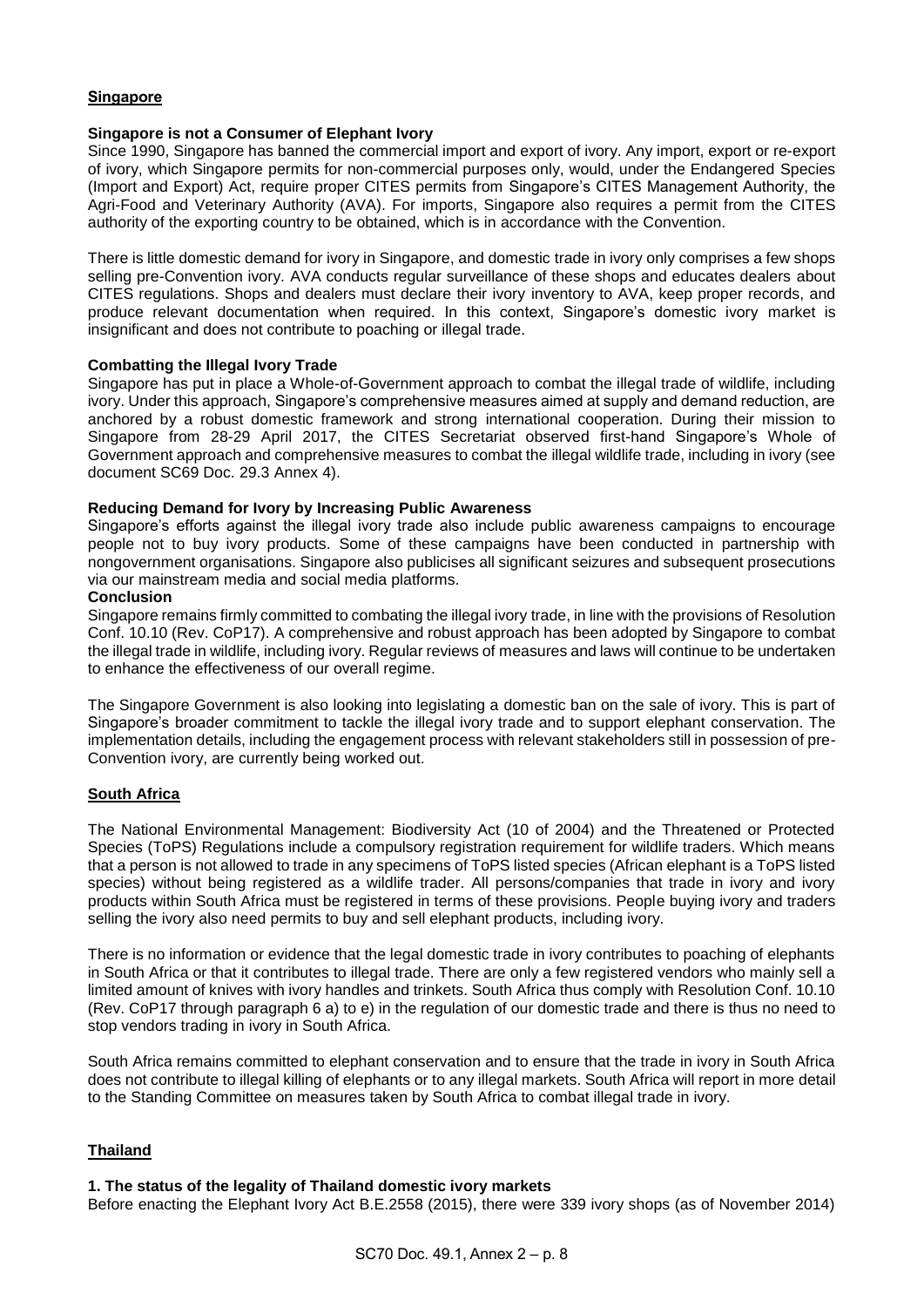## Singapore

**Singapore is not a Consumer of Elephant Ivory**

Since 1990, Singapore has banned the commercial import and export of ivory. Any import, export or re-export of ivory, which Singapore permits for non-commercial purposes only, would, under the Endangered Species (Import and Export) Act, require proper CITES permits from Singapore's CITES Management Authority, the Agri-Food and Veterinary Authority (AVA). For imports, Singapore also requires a permit from the CITES authority of the exporting country to be obtained, which is in accordance with the Convention.

There is little domestic demand for ivory in Singapore, and domestic trade in ivory only comprises a few shops selling pre-Convention ivory. AVA conducts regular surveillance of these shops and educates dealers about CITES regulations. Shops and dealers must declare their ivory inventory to AVA, keep proper records, and produce relevant documentation when required. In this context, Singapore's domestic ivory market is insignificant and does not contribute to poaching or illegal trade.

**Combatting the Illegal Ivory Trade**

Singapore has put in place a Whole-of-Government approach to combat the illegal trade of wildlife, including ivory. Under this approach, Singapore's comprehensive measures aimed at supply and demand reduction, are anchored by a robust domestic framework and strong international cooperation. During their mission to Singapore from 28-29 April 2017, the CITES Secretariat observed first-hand Singapore's Whole of Government approach and comprehensive measures to combat the illegal wildlife trade, including in ivory (see document SC69 Doc. 29.3 Annex 4).

**Reducing Demand for Ivory by Increasing Public Awareness**

Singapore's efforts against the illegal ivory trade also include public awareness campaigns to encourage people not to buy ivory products. Some of these campaigns have been conducted in partnership with nongovernment organisations. Singapore also publicises all significant seizures and subsequent prosecutions via our mainstream media and social media platforms.

**Conclusion**

Singapore remains firmly committed to combating the illegal ivory trade, in line with the provisions of Resolution Conf. 10.10 (Rev. CoP17). A comprehensive and robust approach has been adopted by Singapore to combat the illegal trade in wildlife, including ivory. Regular reviews of measures and laws will continue to be undertaken to enhance the effectiveness of our overall regime.

The Singapore Government is also looking into legislating a domestic ban on the sale of ivory. This is part of Singapore's broader commitment to tackle the illegal ivory trade and to support elephant conservation. The implementation details, including the engagement process with relevant stakeholders still in possession of pre-Convention ivory, are currently being worked out.

## South Africa

The National Environmental Management: Biodiversity Act (10 of 2004) and the Threatened or Protected Species (ToPS) Regulations include a compulsory registration requirement for wildlife traders. Which means that a person is not allowed to trade in any specimens of ToPS listed species (African elephant is a ToPS listed species) without being registered as a wildlife trader. All persons/companies that trade in ivory and ivory products within South Africa must be registered in terms of these provisions. People buying ivory and traders selling the ivory also need permits to buy and sell elephant products, including ivory.

There is no information or evidence that the legal domestic trade in ivory contributes to poaching of elephants in South Africa or that it contributes to illegal trade. There are only a few registered vendors who mainly sell a limited amount of knives with ivory handles and trinkets. South Africa thus comply with Resolution Conf. 10.10 (Rev. CoP17 through paragraph 6 a) to e) in the regulation of our domestic trade and there is thus no need to stop vendors trading in ivory in South Africa.

South Africa remains committed to elephant conservation and to ensure that the trade in ivory in South Africa does not contribute to illegal killing of elephants or to any illegal markets. South Africa will report in more detail to the Standing Committee on measures taken by South Africa to combat illegal trade in ivory.

## Thailand

**1. The status of the legality of Thailand domestic ivory markets**

Before enacting the Elephant Ivory Act B.E.2558 (2015), there were 339 ivory shops (as of November 2014)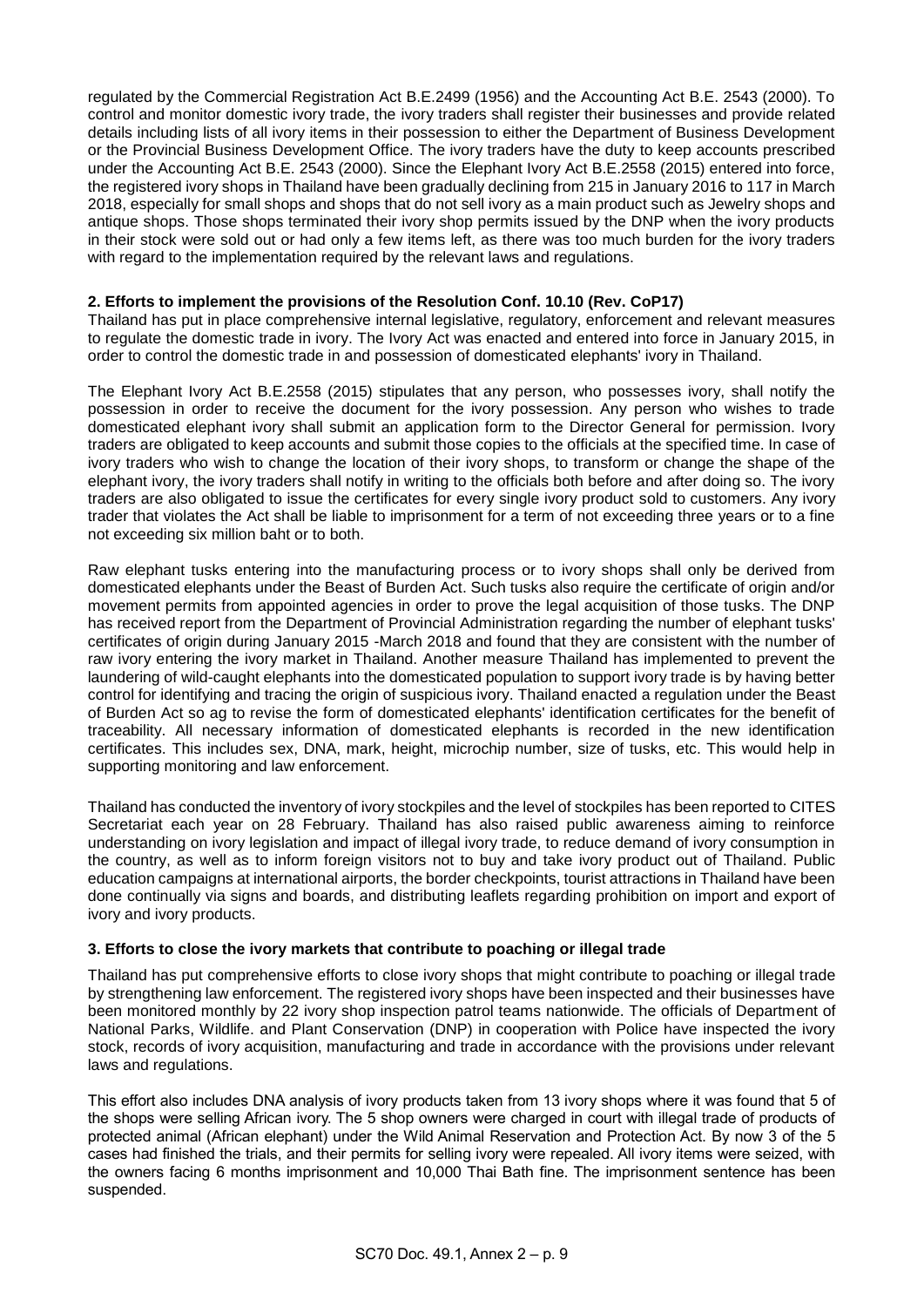regulated by the Commercial Registration Act B.E.2499 (1956) and the Accounting Act B.E. 2543 (2000). To control and monitor domestic ivory trade, the ivory traders shall register their businesses and provide related details including lists of all ivory items in their possession to either the Department of Business Development or the Provincial Business Development Office. The ivory traders have the duty to keep accounts prescribed under the Accounting Act B.E. 2543 (2000). Since the Elephant Ivory Act B.E.2558 (2015) entered into force, the registered ivory shops in Thailand have been gradually declining from 215 in January 2016 to 117 in March 2018, especially for small shops and shops that do not sell ivory as a main product such as Jewelry shops and antique shops. Those shops terminated their ivory shop permits issued by the DNP when the ivory products in their stock were sold out or had only a few items left, as there was too much burden for the ivory traders with regard to the implementation required by the relevant laws and regulations.

**2. Efforts to implement the provisions of the Resolution Conf. 10.10 (Rev. CoP17)**

Thailand has put in place comprehensive internal legislative, regulatory, enforcement and relevant measures to regulate the domestic trade in ivory. The Ivory Act was enacted and entered into force in January 2015, in order to control the domestic trade in and possession of domesticated elephants' ivory in Thailand.

The Elephant Ivory Act B.E.2558 (2015) stipulates that any person, who possesses ivory, shall notify the possession in order to receive the document for the ivory possession. Any person who wishes to trade domesticated elephant ivory shall submit an application form to the Director General for permission. Ivory traders are obligated to keep accounts and submit those copies to the officials at the specified time. In case of ivory traders who wish to change the location of their ivory shops, to transform or change the shape of the elephant ivory, the ivory traders shall notify in writing to the officials both before and after doing so. The ivory traders are also obligated to issue the certificates for every single ivory product sold to customers. Any ivory trader that violates the Act shall be liable to imprisonment for a term of not exceeding three years or to a fine not exceeding six million baht or to both.

Raw elephant tusks entering into the manufacturing process or to ivory shops shall only be derived from domesticated elephants under the Beast of Burden Act. Such tusks also require the certificate of origin and/or movement permits from appointed agencies in order to prove the legal acquisition of those tusks. The DNP has received report from the Department of Provincial Administration regarding the number of elephant tusks' certificates of origin during January 2015 -March 2018 and found that they are consistent with the number of raw ivory entering the ivory market in Thailand. Another measure Thailand has implemented to prevent the laundering of wild-caught elephants into the domesticated population to support ivory trade is by having better control for identifying and tracing the origin of suspicious ivory. Thailand enacted a regulation under the Beast of Burden Act so ag to revise the form of domesticated elephants' identification certificates for the benefit of traceability. All necessary information of domesticated elephants is recorded in the new identification certificates. This includes sex, DNA, mark, height, microchip number, size of tusks, etc. This would help in supporting monitoring and law enforcement.

Thailand has conducted the inventory of ivory stockpiles and the level of stockpiles has been reported to CITES Secretariat each year on 28 February. Thailand has also raised public awareness aiming to reinforce understanding on ivory legislation and impact of illegal ivory trade, to reduce demand of ivory consumption in the country, as well as to inform foreign visitors not to buy and take ivory product out of Thailand. Public education campaigns at international airports, the border checkpoints, tourist attractions in Thailand have been done continually via signs and boards, and distributing leaflets regarding prohibition on import and export of ivory and ivory products.

**3. Efforts to close the ivory markets that contribute to poaching or illegal trade**

Thailand has put comprehensive efforts to close ivory shops that might contribute to poaching or illegal trade by strengthening law enforcement. The registered ivory shops have been inspected and their businesses have been monitored monthly by 22 ivory shop inspection patrol teams nationwide. The officials of Department of National Parks, Wildlife. and Plant Conservation (DNP) in cooperation with Police have inspected the ivory stock, records of ivory acquisition, manufacturing and trade in accordance with the provisions under relevant laws and regulations.

This effort also includes DNA analysis of ivory products taken from 13 ivory shops where it was found that 5 of the shops were selling African ivory. The 5 shop owners were charged in court with illegal trade of products of protected animal (African elephant) under the Wild Animal Reservation and Protection Act. By now 3 of the 5 cases had finished the trials, and their permits for selling ivory were repealed. All ivory items were seized, with the owners facing 6 months imprisonment and 10,000 Thai Bath fine. The imprisonment sentence has been suspended.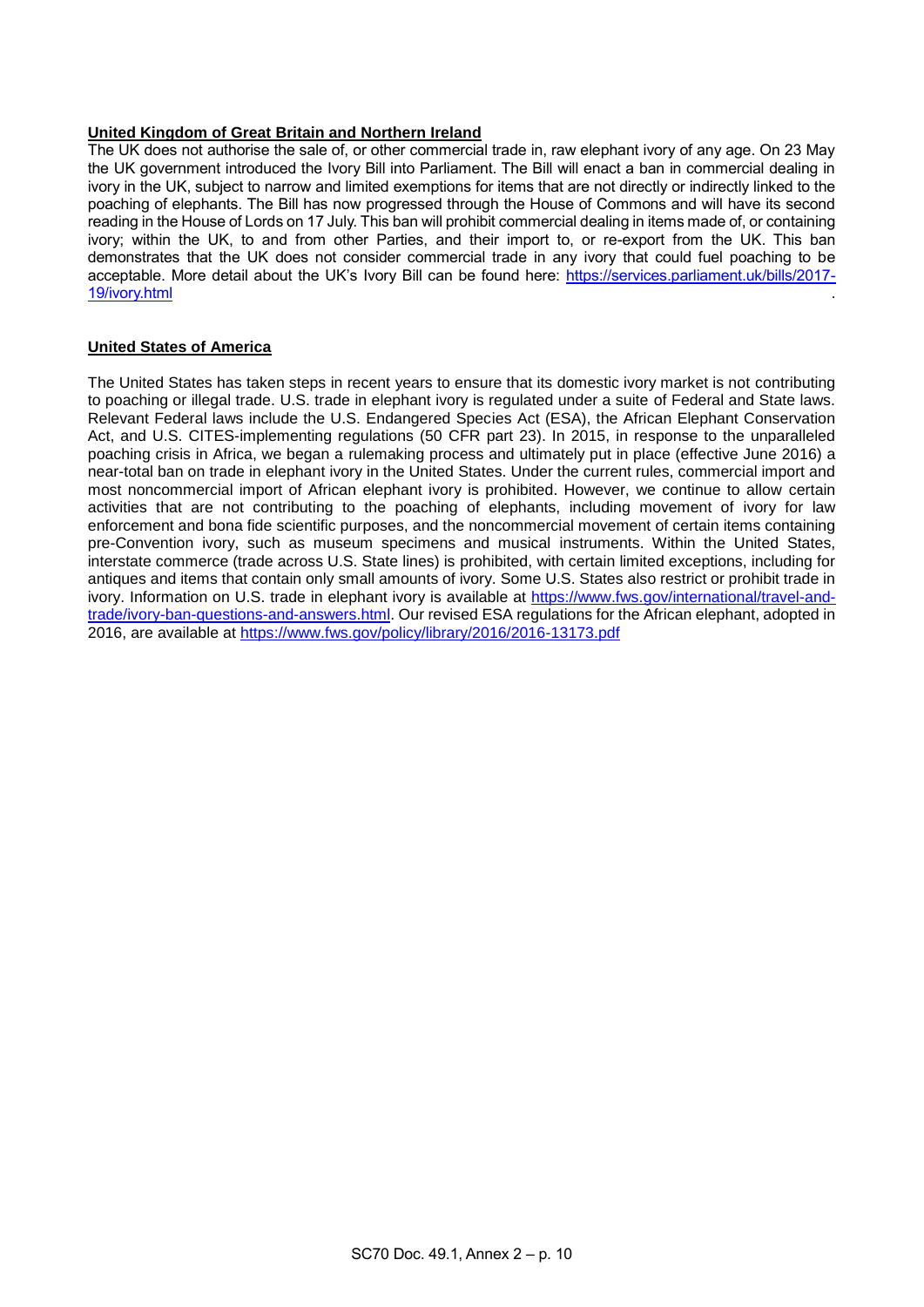**United Kingdom of Great Britain and Northern Ireland**

The UK does not authorise the sale of, or other commercial trade in, raw elephant ivory of any age. On 23 May the UK government introduced the Ivory Bill into Parliament. The Bill will enact a ban in commercial dealing in ivory in the UK, subject to narrow and limited exemptions for items that are not directly or indirectly linked to the poaching of elephants. The Bill has now progressed through the House of Commons and will have its second reading in the House of Lords on 17 July. This ban will prohibit commercial dealing in items made of, or containing ivory; within the UK, to and from other Parties, and their import to, or re-export from the UK. This ban demonstrates that the UK does not consider commercial trade in any ivory that could fuel poaching to be acceptable. More detail about the UK's Ivory Bill can be found here: https://services.parliament.uk/bills/2017-19/ivory.html .

**United States of America**

The United States has taken steps in recent years to ensure that its domestic ivory market is not contributing to poaching or illegal trade. U.S. trade in elephant ivory is regulated under a suite of Federal and State laws. Relevant Federal laws include the U.S. Endangered Species Act (ESA), the African Elephant Conservation Act, and U.S. CITES-implementing regulations (50 CFR part 23). In 2015, in response to the unparalleled poaching crisis in Africa, we began a rulemaking process and ultimately put in place (effective June 2016) a near-total ban on trade in elephant ivory in the United States. Under the current rules, commercial import and most noncommercial import of African elephant ivory is prohibited. However, we continue to allow certain activities that are not contributing to the poaching of elephants, including movement of ivory for law enforcement and bona fide scientific purposes, and the noncommercial movement of certain items containing pre-Convention ivory, such as museum specimens and musical instruments. Within the United States, interstate commerce (trade across U.S. State lines) is prohibited, with certain limited exceptions, including for antiques and items that contain only small amounts of ivory. Some U.S. States also restrict or prohibit trade in ivory. Information on U.S. trade in elephant ivory is available at https://www.fws.gov/international/travel-and-trade/ivory-ban-questions-and-answers.html. Our revised ESA regulations for the African elephant, adopted in 2016, are available at https://www.fws.gov/policy/library/2016/2016-13173.pdf